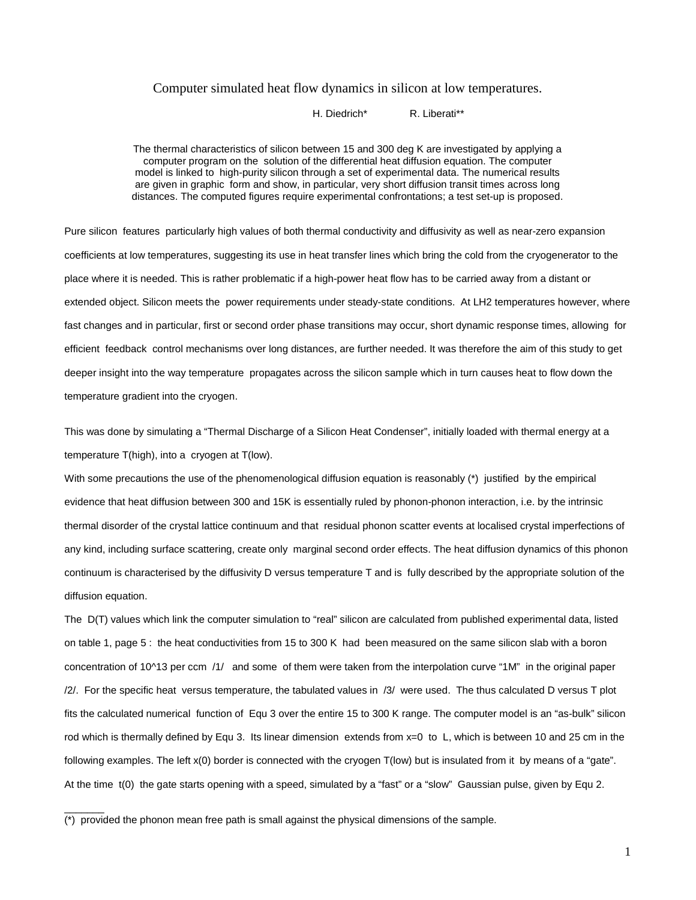# Computer simulated heat flow dynamics in silicon at low temperatures.

H. Diedrich* R. Liberati**

The thermal characteristics of silicon between 15 and 300 deg K are investigated by applying a computer program on the solution of the differential heat diffusion equation. The computer model is linked to high-purity silicon through a set of experimental data. The numerical results are given in graphic form and show, in particular, very short diffusion transit times across long distances. The computed figures require experimental confrontations; a test set-up is proposed.

Pure silicon features particularly high values of both thermal conductivity and diffusivity as well as near-zero expansion coefficients at low temperatures, suggesting its use in heat transfer lines which bring the cold from the cryogenerator to the place where it is needed. This is rather problematic if a high-power heat flow has to be carried away from a distant or extended object. Silicon meets the power requirements under steady-state conditions. At LH2 temperatures however, where fast changes and in particular, first or second order phase transitions may occur, short dynamic response times, allowing for efficient feedback control mechanisms over long distances, are further needed. It was therefore the aim of this study to get deeper insight into the way temperature propagates across the silicon sample which in turn causes heat to flow down the temperature gradient into the cryogen.

This was done by simulating a "Thermal Discharge of a Silicon Heat Condenser", initially loaded with thermal energy at a temperature T(high), into a cryogen at T(low).

With some precautions the use of the phenomenological diffusion equation is reasonably (*) justified by the empirical evidence that heat diffusion between 300 and 15K is essentially ruled by phonon-phonon interaction, i.e. by the intrinsic thermal disorder of the crystal lattice continuum and that residual phonon scatter events at localised crystal imperfections of any kind, including surface scattering, create only marginal second order effects. The heat diffusion dynamics of this phonon continuum is characterised by the diffusivity D versus temperature T and is fully described by the appropriate solution of the diffusion equation.

The D(T) values which link the computer simulation to "real" silicon are calculated from published experimental data, listed on table 1, page 5 : the heat conductivities from 15 to 300 K had been measured on the same silicon slab with a boron concentration of 10^13 per ccm /1/ and some of them were taken from the interpolation curve "1M" in the original paper /2/. For the specific heat versus temperature, the tabulated values in /3/ were used. The thus calculated D versus T plot fits the calculated numerical function of Equ 3 over the entire 15 to 300 K range. The computer model is an "as-bulk" silicon rod which is thermally defined by Equ 3. Its linear dimension extends from x=0 to L, which is between 10 and 25 cm in the following examples. The left x(0) border is connected with the cryogen T(low) but is insulated from it by means of a "gate". At the time t(0) the gate starts opening with a speed, simulated by a "fast" or a "slow" Gaussian pulse, given by Equ 2.

_______

(*) provided the phonon mean free path is small against the physical dimensions of the sample.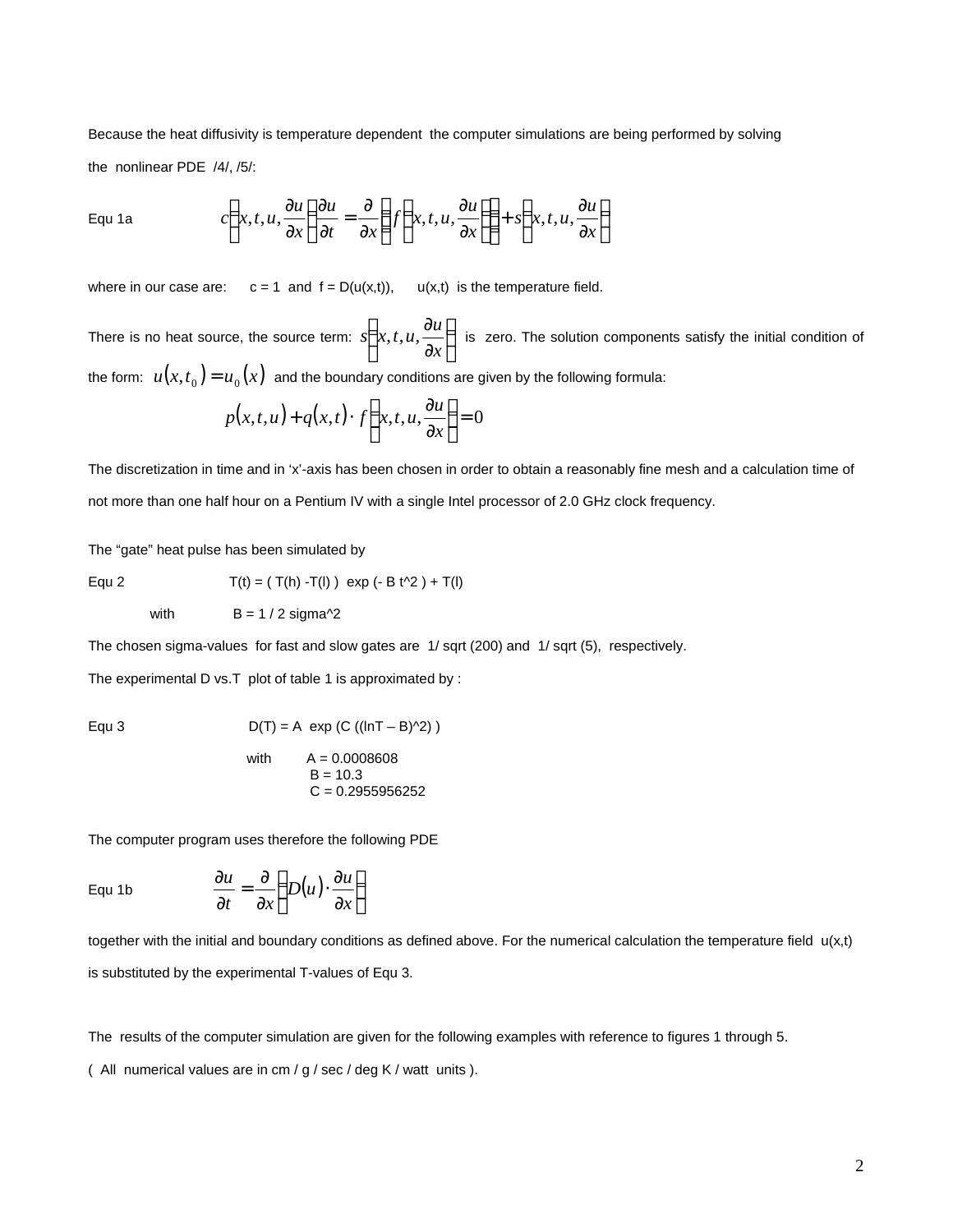Because the heat diffusivity is temperature dependent the computer simulations are being performed by solving the nonlinear PDE /4/, /5/:

Equ 1a

$$c\left(x,t,u,\frac{\partial u}{\partial x}\right)\frac{\partial u}{\partial t} = \frac{\partial}{\partial x}\left(f\left(x,t,u,\frac{\partial u}{\partial x}\right)\right) + s\left(x,t,u,\frac{\partial u}{\partial x}\right)$$

where in our case are: $c = 1$ and $f = D(u(x,t))$, $u(x,t)$ is the temperature field.

There is no heat source, the source term: $s\left(x,t,u,\frac{\partial u}{\partial x}\right)$ is zero. The solution components satisfy the initial condition of the form: $u(x,t_0) = u_0(x)$ and the boundary conditions are given by the following formula:

$$p(x,t,u) + q(x,t)\cdot f\left(x,t,u,\frac{\partial u}{\partial x}\right) = 0$$

The discretization in time and in 'x'-axis has been chosen in order to obtain a reasonably fine mesh and a calculation time of not more than one half hour on a Pentium IV with a single Intel processor of 2.0 GHz clock frequency.

The "gate" heat pulse has been simulated by

Equ 2 $\quad T(t) = ( T(h) - T(l) )\ \exp(- B\, t^2 ) + T(l)$

with $\quad B = 1 / 2\, \sigma^2$

The chosen sigma-values for fast and slow gates are $1/\sqrt{200}$ and $1/\sqrt{5}$, respectively.

The experimental D vs.T plot of table 1 is approximated by :

Equ 3 $\quad D(T) = A\ \exp(C\, ((\ln T - B)^2))$

with
A = 0.0008608
B = 10.3
C = 0.2955956252

The computer program uses therefore the following PDE

Equ 1b

$$\frac{\partial u}{\partial t} = \frac{\partial}{\partial x}\left(D(u)\cdot\frac{\partial u}{\partial x}\right)$$

together with the initial and boundary conditions as defined above. For the numerical calculation the temperature field $u(x,t)$ is substituted by the experimental T-values of Equ 3.

The results of the computer simulation are given for the following examples with reference to figures 1 through 5.

( All numerical values are in cm / g / sec / deg K / watt units ).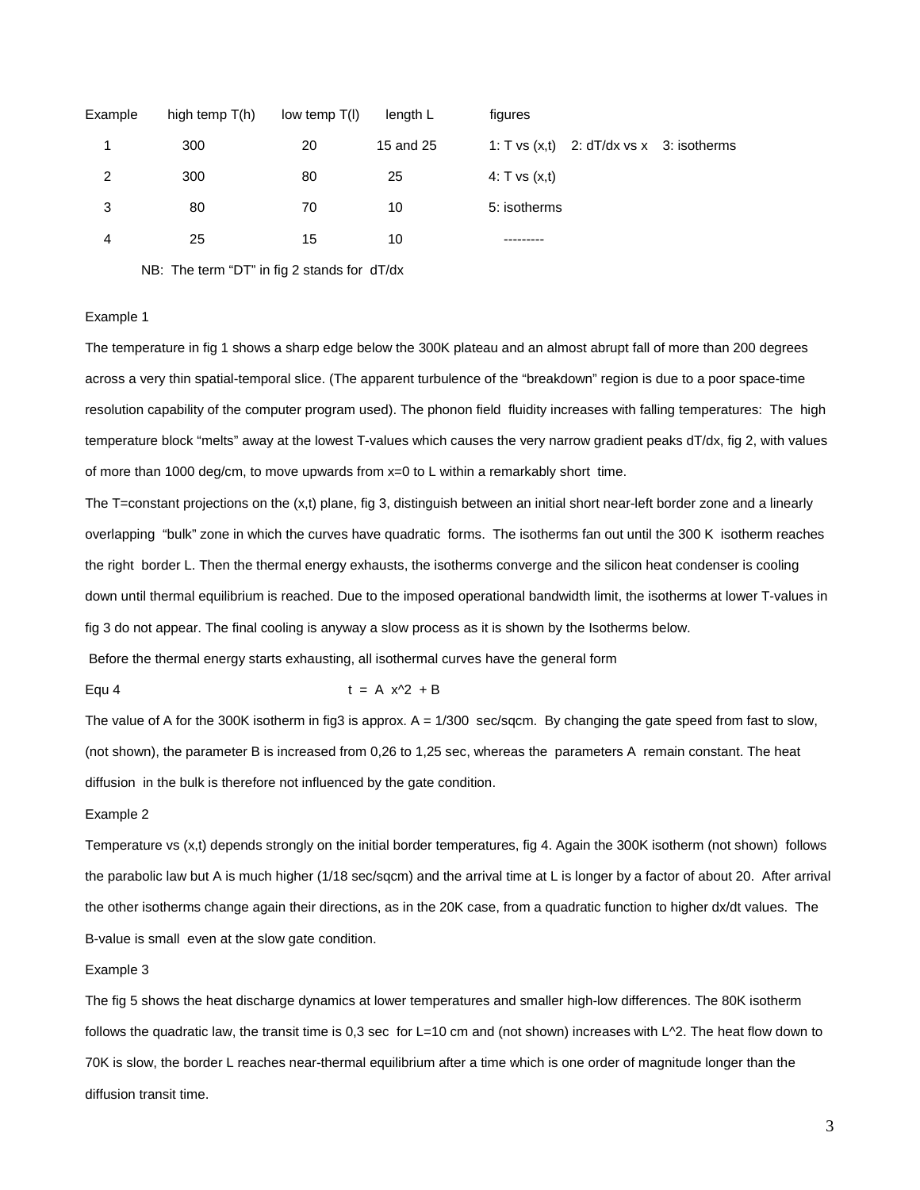| Example | high temp T(h) | low temp T(l) | length L | figures |
|---|---|---|---|---|
| 1 | 300 | 20 | 15 and 25 | 1: T vs (x,t) 2: dT/dx vs x 3: isotherms |
| 2 | 300 | 80 | 25 | 4: T vs (x,t) |
| 3 | 80 | 70 | 10 | 5: isotherms |
| 4 | 25 | 15 | 10 | --------- |

NB: The term "DT" in fig 2 stands for dT/dx

Example 1

The temperature in fig 1 shows a sharp edge below the 300K plateau and an almost abrupt fall of more than 200 degrees across a very thin spatial-temporal slice. (The apparent turbulence of the "breakdown" region is due to a poor space-time resolution capability of the computer program used). The phonon field fluidity increases with falling temperatures: The high temperature block "melts" away at the lowest T-values which causes the very narrow gradient peaks dT/dx, fig 2, with values of more than 1000 deg/cm, to move upwards from x=0 to L within a remarkably short time.

The T=constant projections on the (x,t) plane, fig 3, distinguish between an initial short near-left border zone and a linearly overlapping "bulk" zone in which the curves have quadratic forms. The isotherms fan out until the 300 K isotherm reaches the right border L. Then the thermal energy exhausts, the isotherms converge and the silicon heat condenser is cooling down until thermal equilibrium is reached. Due to the imposed operational bandwidth limit, the isotherms at lower T-values in fig 3 do not appear. The final cooling is anyway a slow process as it is shown by the Isotherms below.

Before the thermal energy starts exhausting, all isothermal curves have the general form

Equ 4
$$t = A x^2 + B$$

The value of A for the 300K isotherm in fig3 is approx. A = 1/300 sec/sqcm. By changing the gate speed from fast to slow, (not shown), the parameter B is increased from 0,26 to 1,25 sec, whereas the parameters A remain constant. The heat diffusion in the bulk is therefore not influenced by the gate condition.

Example 2

Temperature vs (x,t) depends strongly on the initial border temperatures, fig 4. Again the 300K isotherm (not shown) follows the parabolic law but A is much higher (1/18 sec/sqcm) and the arrival time at L is longer by a factor of about 20. After arrival the other isotherms change again their directions, as in the 20K case, from a quadratic function to higher dx/dt values. The B-value is small even at the slow gate condition.

Example 3

The fig 5 shows the heat discharge dynamics at lower temperatures and smaller high-low differences. The 80K isotherm follows the quadratic law, the transit time is 0,3 sec for L=10 cm and (not shown) increases with $L^2$. The heat flow down to 70K is slow, the border L reaches near-thermal equilibrium after a time which is one order of magnitude longer than the diffusion transit time.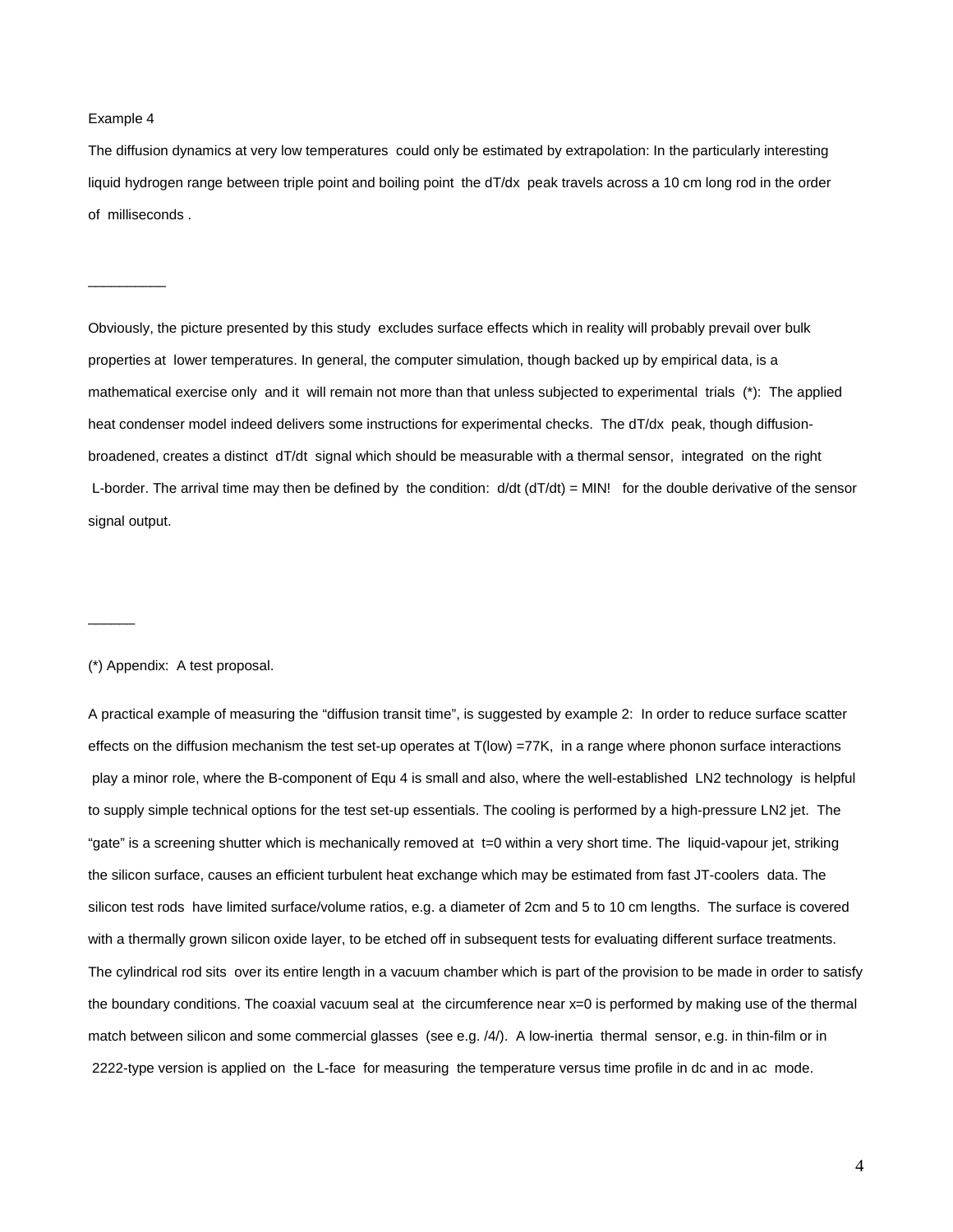Example 4

The diffusion dynamics at very low temperatures could only be estimated by extrapolation: In the particularly interesting liquid hydrogen range between triple point and boiling point the $dT/dx$ peak travels across a 10 cm long rod in the order of milliseconds .

__________

Obviously, the picture presented by this study excludes surface effects which in reality will probably prevail over bulk properties at lower temperatures. In general, the computer simulation, though backed up by empirical data, is a mathematical exercise only and it will remain not more than that unless subjected to experimental trials (*): The applied heat condenser model indeed delivers some instructions for experimental checks. The $dT/dx$ peak, though diffusion-broadened, creates a distinct $dT/dt$ signal which should be measurable with a thermal sensor, integrated on the right L-border. The arrival time may then be defined by the condition: $d/dt\,(dT/dt) = \text{MIN!}$ for the double derivative of the sensor signal output.

______

(*) Appendix: A test proposal.

A practical example of measuring the "diffusion transit time", is suggested by example 2: In order to reduce surface scatter effects on the diffusion mechanism the test set-up operates at T(low) =77K, in a range where phonon surface interactions play a minor role, where the B-component of Equ 4 is small and also, where the well-established $LN_2$ technology is helpful to supply simple technical options for the test set-up essentials. The cooling is performed by a high-pressure $LN_2$ jet. The "gate" is a screening shutter which is mechanically removed at t=0 within a very short time. The liquid-vapour jet, striking the silicon surface, causes an efficient turbulent heat exchange which may be estimated from fast JT-coolers data. The silicon test rods have limited surface/volume ratios, e.g. a diameter of 2cm and 5 to 10 cm lengths. The surface is covered with a thermally grown silicon oxide layer, to be etched off in subsequent tests for evaluating different surface treatments. The cylindrical rod sits over its entire length in a vacuum chamber which is part of the provision to be made in order to satisfy the boundary conditions. The coaxial vacuum seal at the circumference near x=0 is performed by making use of the thermal match between silicon and some commercial glasses (see e.g. /4/). A low-inertia thermal sensor, e.g. in thin-film or in 2222-type version is applied on the L-face for measuring the temperature versus time profile in dc and in ac mode.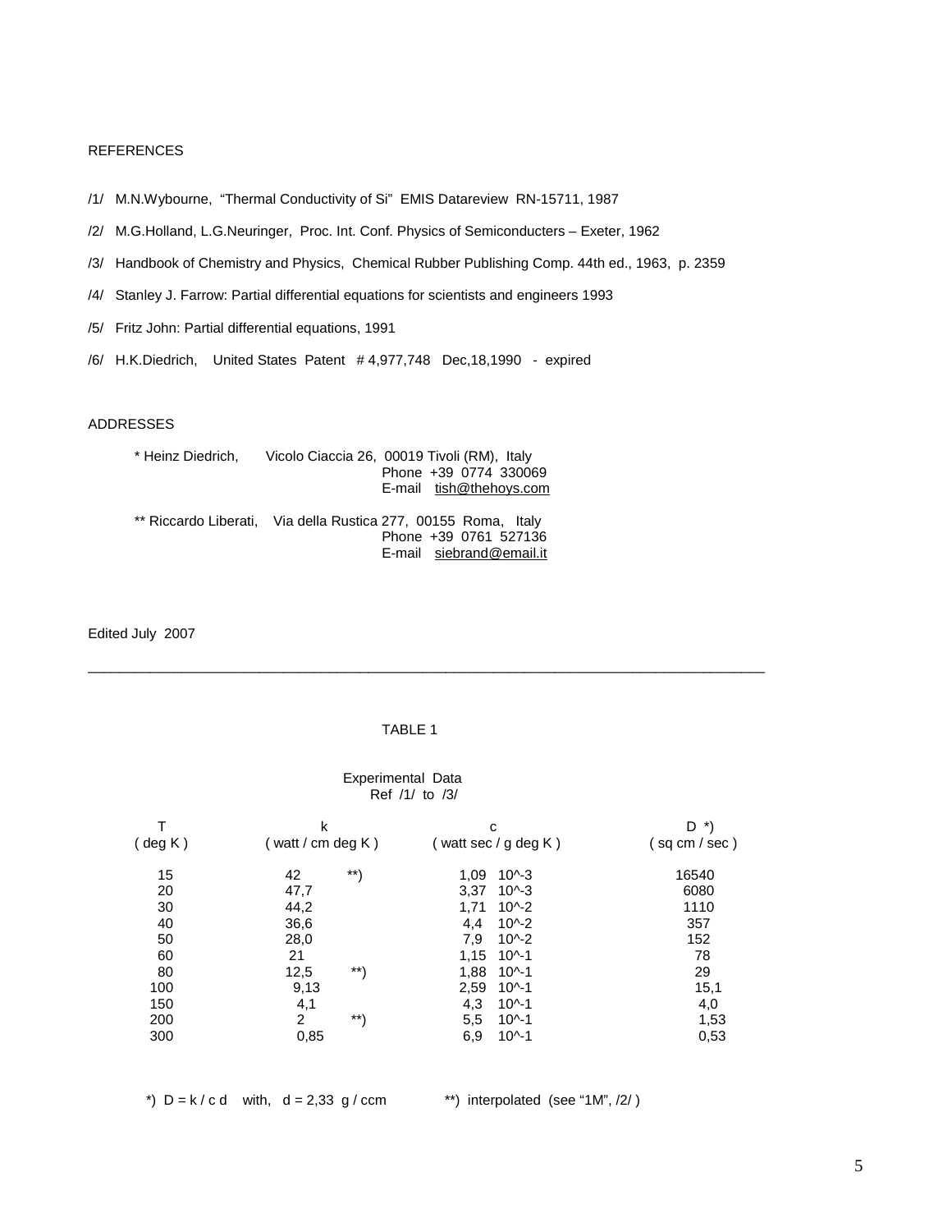## REFERENCES

/1/ M.N.Wybourne, "Thermal Conductivity of Si" EMIS Datareview RN-15711, 1987

/2/ M.G.Holland, L.G.Neuringer, Proc. Int. Conf. Physics of Semiconducters – Exeter, 1962

/3/ Handbook of Chemistry and Physics, Chemical Rubber Publishing Comp. 44th ed., 1963, p. 2359

/4/ Stanley J. Farrow: Partial differential equations for scientists and engineers 1993

/5/ Fritz John: Partial differential equations, 1991

/6/ H.K.Diedrich, United States Patent # 4,977,748 Dec,18,1990 - expired

## ADDRESSES

\* Heinz Diedrich, Vicolo Ciaccia 26, 00019 Tivoli (RM), Italy
Phone +39 0774 330069
E-mail tish@thehoys.com

\*\* Riccardo Liberati, Via della Rustica 277, 00155 Roma, Italy
Phone +39 0761 527136
E-mail siebrand@email.it

Edited July 2007

---

### TABLE 1

Experimental Data
Ref /1/ to /3/

| T ( deg K ) | k ( watt / cm deg K ) | c ( watt sec / g deg K ) | D *) ( sq cm / sec ) |
|---|---|---|---|
| 15 | 42 **) | 1,09 10^-3 | 16540 |
| 20 | 47,7 | 3,37 10^-3 | 6080 |
| 30 | 44,2 | 1,71 10^-2 | 1110 |
| 40 | 36,6 | 4,4 10^-2 | 357 |
| 50 | 28,0 | 7,9 10^-2 | 152 |
| 60 | 21 | 1,15 10^-1 | 78 |
| 80 | 12,5 **) | 1,88 10^-1 | 29 |
| 100 | 9,13 | 2,59 10^-1 | 15,1 |
| 150 | 4,1 | 4,3 10^-1 | 4,0 |
| 200 | 2 **) | 5,5 10^-1 | 1,53 |
| 300 | 0,85 | 6,9 10^-1 | 0,53 |

*) $D = k / c\, d$ with, $d = 2{,}33$ g / ccm **) interpolated (see "1M", /2/ )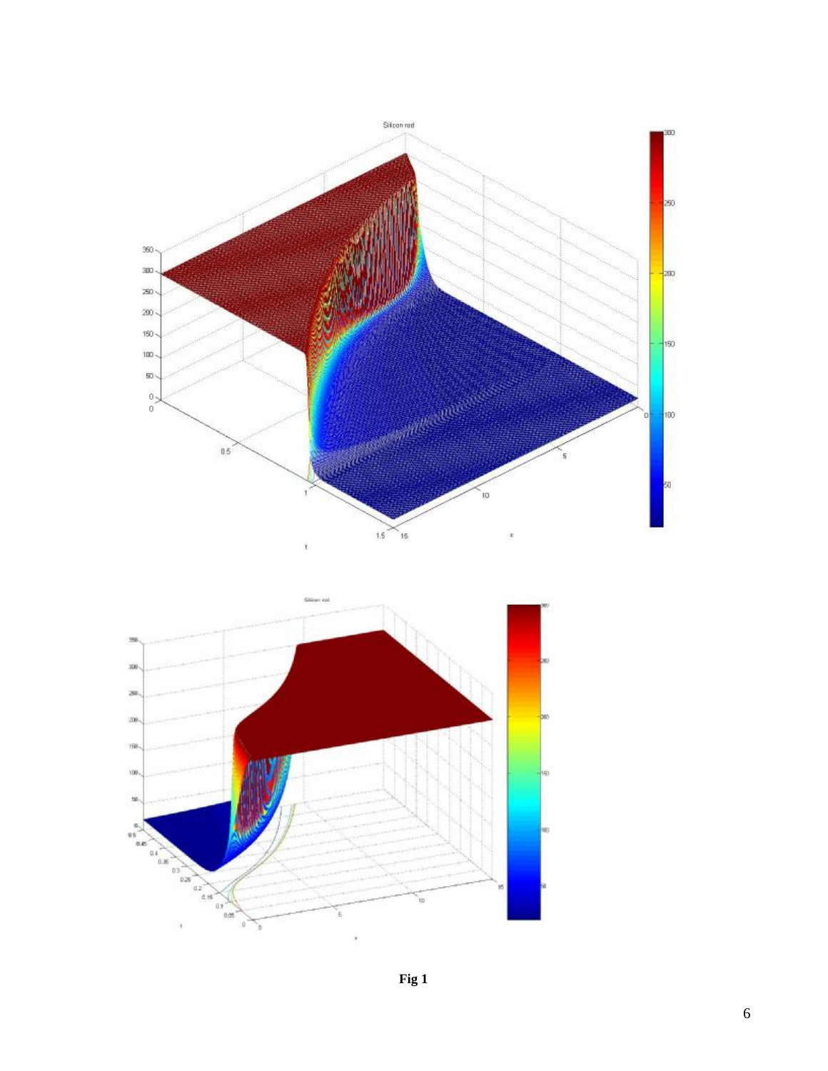**Fig 1**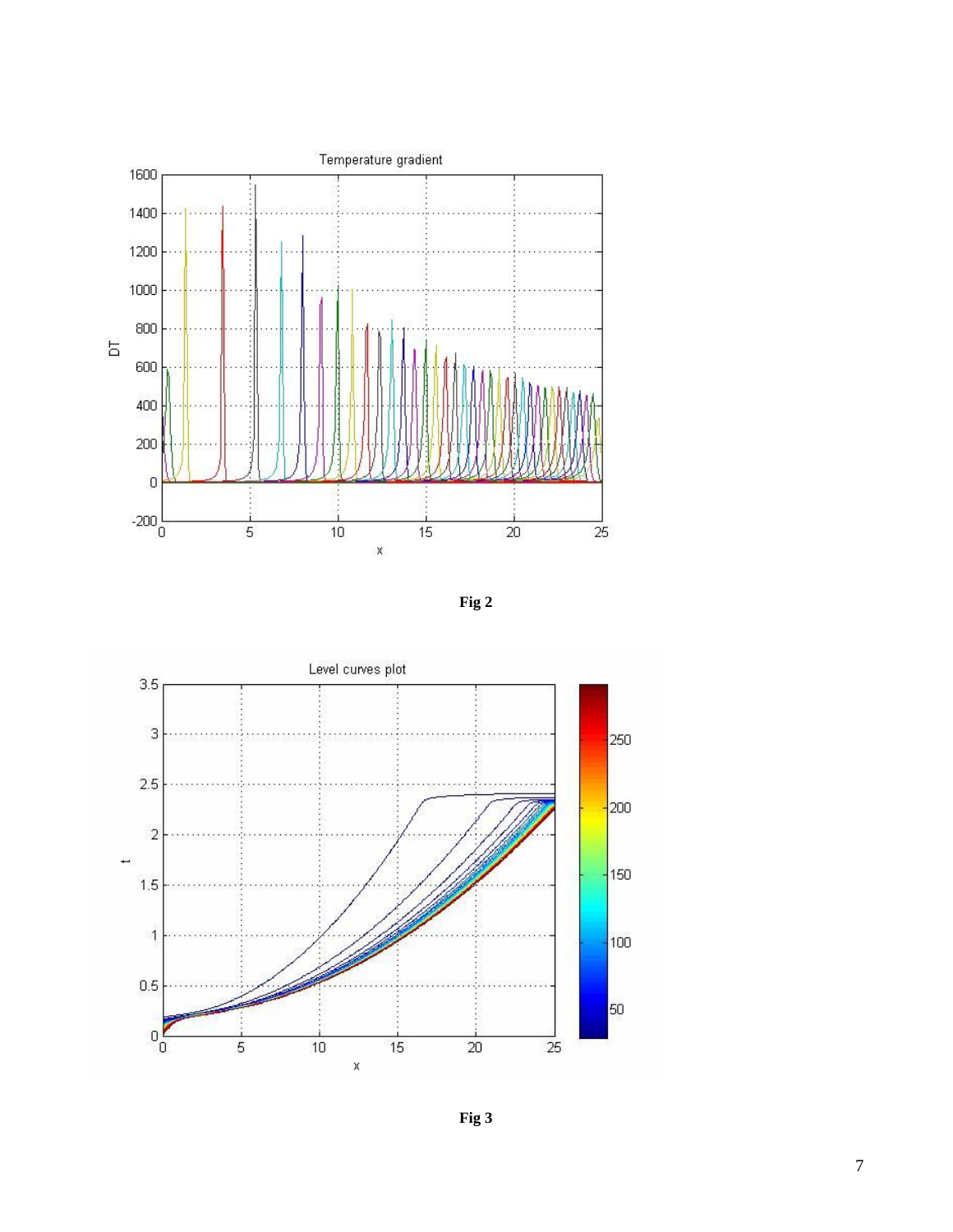Fig 2

Fig 3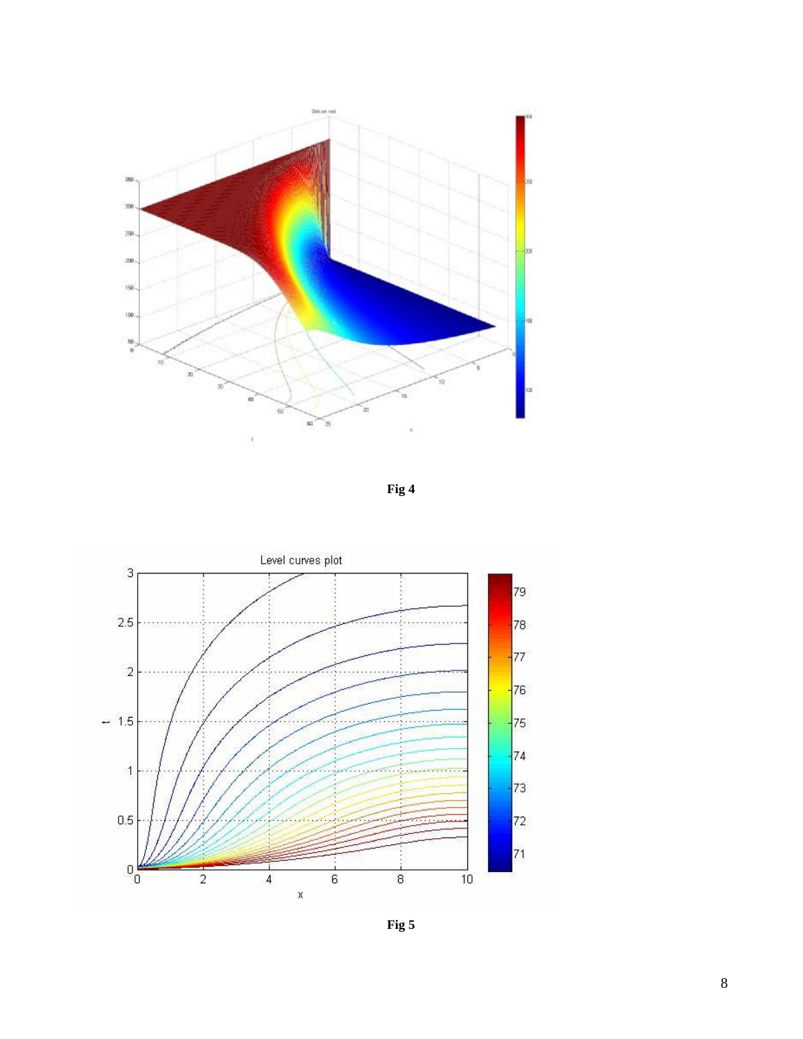Silicon rod

350
300
250
200
150
100
50

0
10
20
30
40
50
60

t

25
20
15
10
5
0

x

100
150
200
250
300

Fig 4

Level curves plot

3
2.5
2
1.5
1
0.5
0

t

0
2
4
6
8
10

x

79
78
77
76
75
74
73
72
71

Fig 5